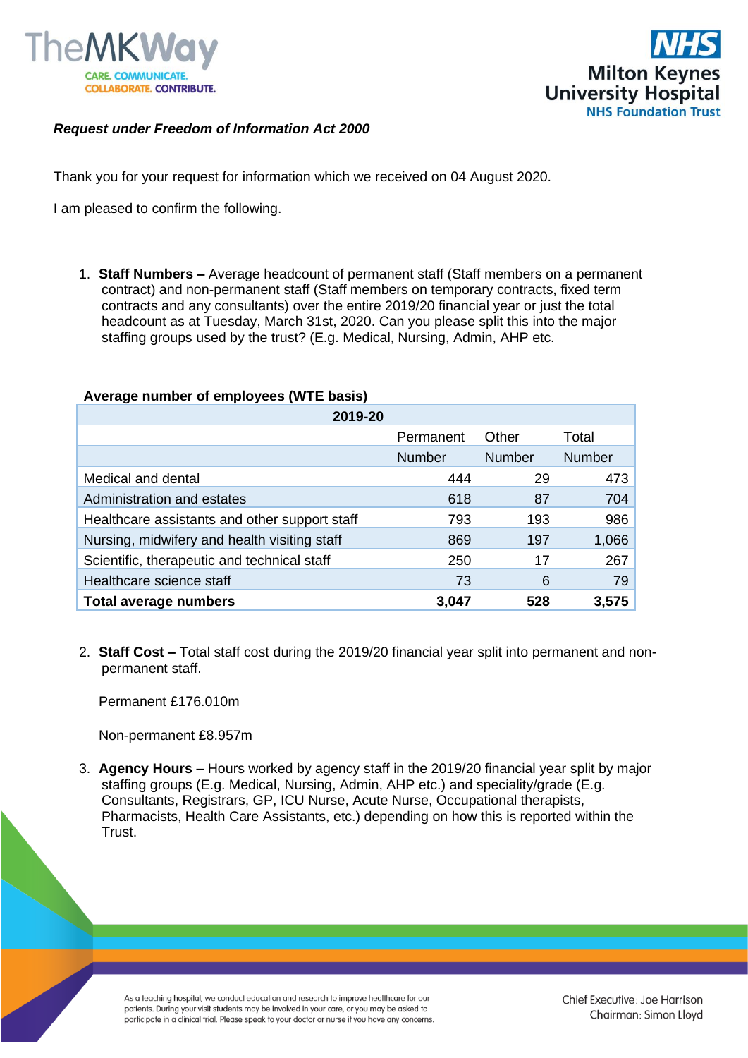***Request under Freedom of Information Act 2000***

Thank you for your request for information which we received on 04 August 2020.

I am pleased to confirm the following.

1. **Staff Numbers –** Average headcount of permanent staff (Staff members on a permanent contract) and non-permanent staff (Staff members on temporary contracts, fixed term contracts and any consultants) over the entire 2019/20 financial year or just the total headcount as at Tuesday, March 31st, 2020. Can you please split this into the major staffing groups used by the trust? (E.g. Medical, Nursing, Admin, AHP etc.

**Average number of employees (WTE basis)**

| 2019-20 | | | |
|---|---|---|---|
| | Permanent | Other | Total |
| | Number | Number | Number |
| Medical and dental | 444 | 29 | 473 |
| Administration and estates | 618 | 87 | 704 |
| Healthcare assistants and other support staff | 793 | 193 | 986 |
| Nursing, midwifery and health visiting staff | 869 | 197 | 1,066 |
| Scientific, therapeutic and technical staff | 250 | 17 | 267 |
| Healthcare science staff | 73 | 6 | 79 |
| **Total average numbers** | **3,047** | **528** | **3,575** |

2. **Staff Cost –** Total staff cost during the 2019/20 financial year split into permanent and non-permanent staff.

   Permanent £176.010m

   Non-permanent £8.957m

3. **Agency Hours –** Hours worked by agency staff in the 2019/20 financial year split by major staffing groups (E.g. Medical, Nursing, Admin, AHP etc.) and speciality/grade (E.g. Consultants, Registrars, GP, ICU Nurse, Acute Nurse, Occupational therapists, Pharmacists, Health Care Assistants, etc.) depending on how this is reported within the Trust.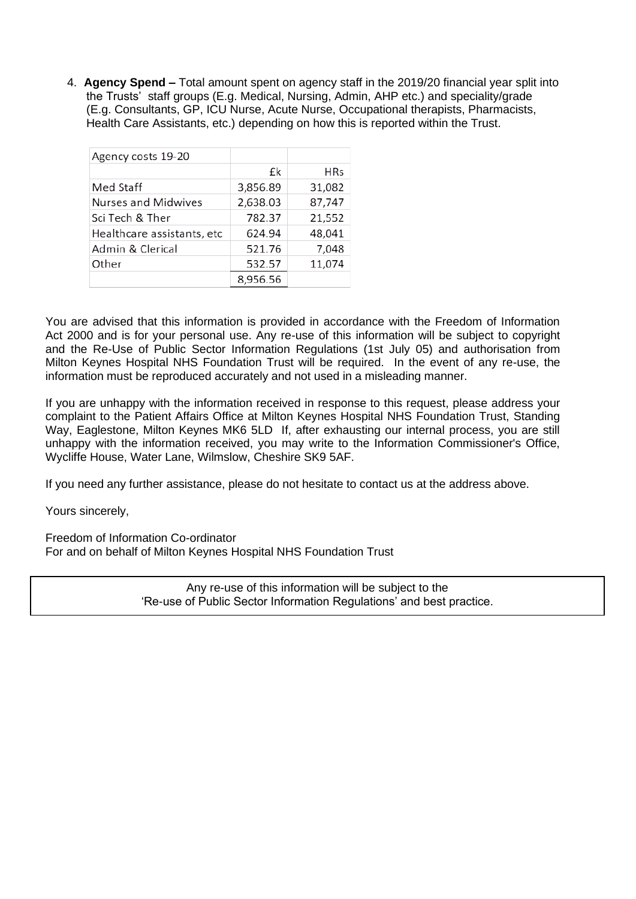4. **Agency Spend –** Total amount spent on agency staff in the 2019/20 financial year split into the Trusts' staff groups (E.g. Medical, Nursing, Admin, AHP etc.) and speciality/grade (E.g. Consultants, GP, ICU Nurse, Acute Nurse, Occupational therapists, Pharmacists, Health Care Assistants, etc.) depending on how this is reported within the Trust.

| Agency costs 19-20 | | |
|---|---|---|
| | £k | HRs |
| Med Staff | 3,856.89 | 31,082 |
| Nurses and Midwives | 2,638.03 | 87,747 |
| Sci Tech & Ther | 782.37 | 21,552 |
| Healthcare assistants, etc | 624.94 | 48,041 |
| Admin & Clerical | 521.76 | 7,048 |
| Other | 532.57 | 11,074 |
| | 8,956.56 | |

You are advised that this information is provided in accordance with the Freedom of Information Act 2000 and is for your personal use. Any re-use of this information will be subject to copyright and the Re-Use of Public Sector Information Regulations (1st July 05) and authorisation from Milton Keynes Hospital NHS Foundation Trust will be required. In the event of any re-use, the information must be reproduced accurately and not used in a misleading manner.

If you are unhappy with the information received in response to this request, please address your complaint to the Patient Affairs Office at Milton Keynes Hospital NHS Foundation Trust, Standing Way, Eaglestone, Milton Keynes MK6 5LD If, after exhausting our internal process, you are still unhappy with the information received, you may write to the Information Commissioner's Office, Wycliffe House, Water Lane, Wilmslow, Cheshire SK9 5AF.

If you need any further assistance, please do not hesitate to contact us at the address above.

Yours sincerely,

Freedom of Information Co-ordinator
For and on behalf of Milton Keynes Hospital NHS Foundation Trust

Any re-use of this information will be subject to the
'Re-use of Public Sector Information Regulations' and best practice.